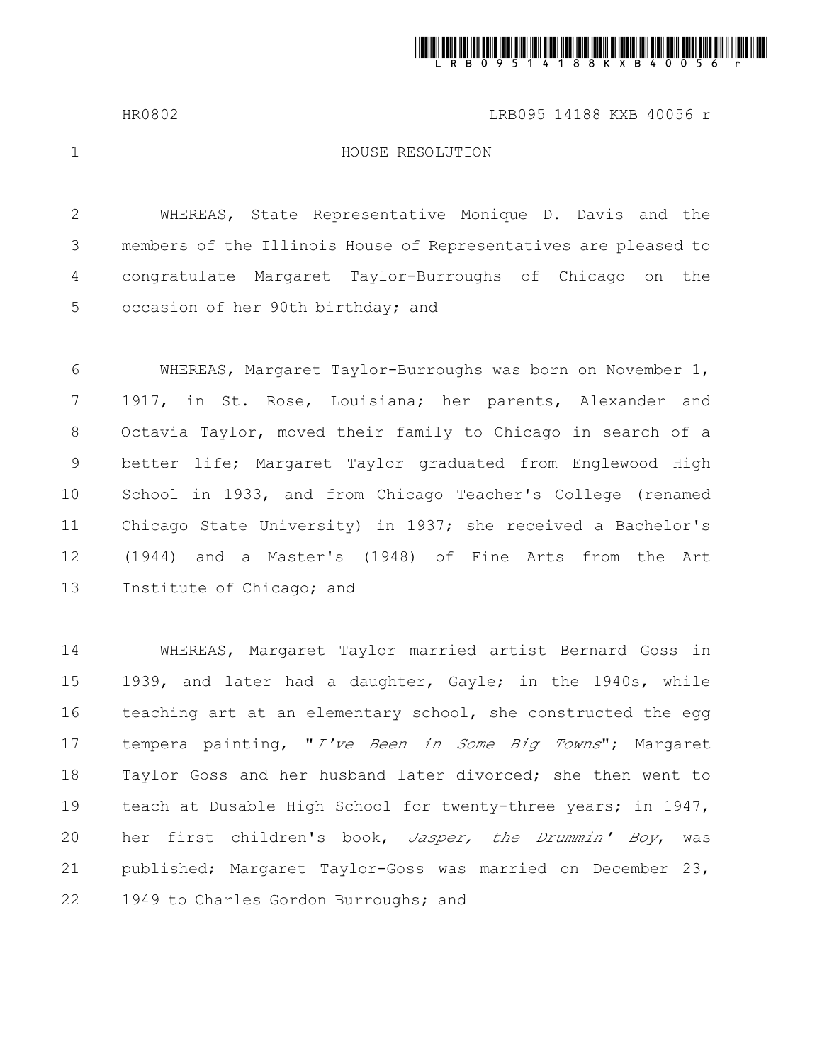# HOUSE RESOLUTION

WHEREAS, State Representative Monique D. Davis and the members of the Illinois House of Representatives are pleased to congratulate Margaret Taylor-Burroughs of Chicago on the occasion of her 90th birthday; and

WHEREAS, Margaret Taylor-Burroughs was born on November 1, 1917, in St. Rose, Louisiana; her parents, Alexander and Octavia Taylor, moved their family to Chicago in search of a better life; Margaret Taylor graduated from Englewood High School in 1933, and from Chicago Teacher's College (renamed Chicago State University) in 1937; she received a Bachelor's (1944) and a Master's (1948) of Fine Arts from the Art Institute of Chicago; and

WHEREAS, Margaret Taylor married artist Bernard Goss in 1939, and later had a daughter, Gayle; in the 1940s, while teaching art at an elementary school, she constructed the egg tempera painting, "*I've Been in Some Big Towns*"; Margaret Taylor Goss and her husband later divorced; she then went to teach at Dusable High School for twenty-three years; in 1947, her first children's book, *Jasper, the Drummin' Boy*, was published; Margaret Taylor-Goss was married on December 23, 1949 to Charles Gordon Burroughs; and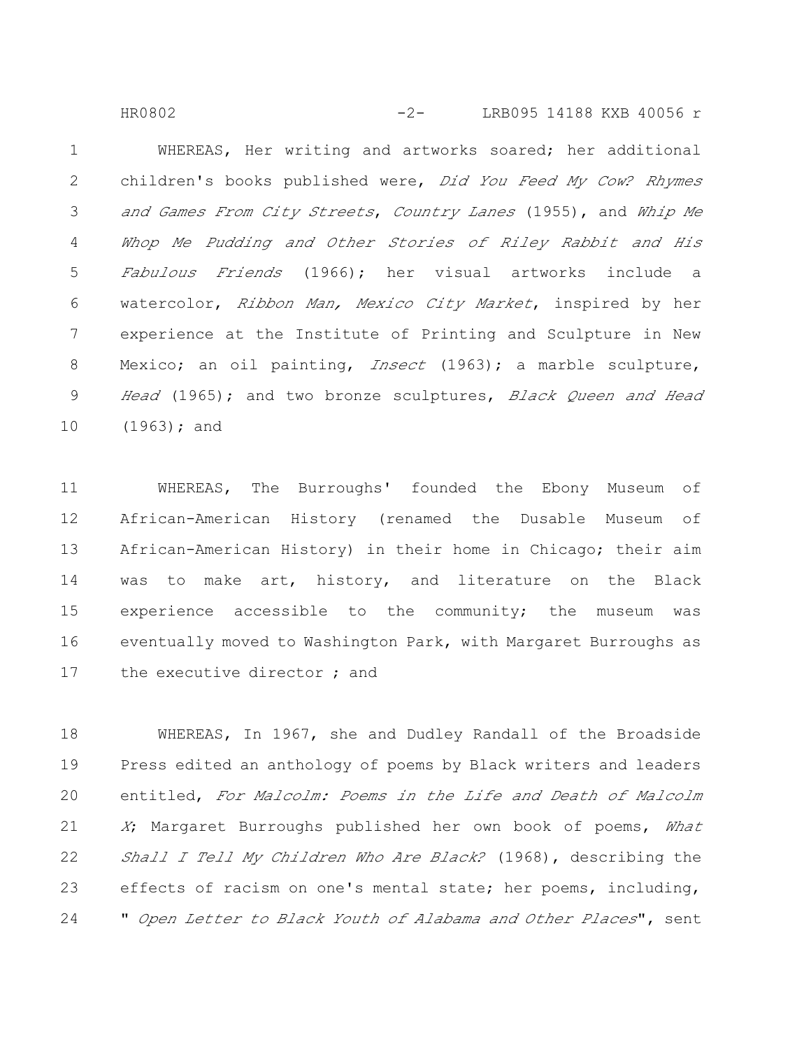WHEREAS, Her writing and artworks soared; her additional children's books published were, *Did You Feed My Cow? Rhymes and Games From City Streets*, *Country Lanes* (1955), and *Whip Me Whop Me Pudding and Other Stories of Riley Rabbit and His Fabulous Friends* (1966); her visual artworks include a watercolor, *Ribbon Man, Mexico City Market*, inspired by her experience at the Institute of Printing and Sculpture in New Mexico; an oil painting, *Insect* (1963); a marble sculpture, *Head* (1965); and two bronze sculptures, *Black Queen and Head* (1963); and

WHEREAS, The Burroughs' founded the Ebony Museum of African-American History (renamed the Dusable Museum of African-American History) in their home in Chicago; their aim was to make art, history, and literature on the Black experience accessible to the community; the museum was eventually moved to Washington Park, with Margaret Burroughs as the executive director ; and

WHEREAS, In 1967, she and Dudley Randall of the Broadside Press edited an anthology of poems by Black writers and leaders entitled, *For Malcolm: Poems in the Life and Death of Malcolm X*; Margaret Burroughs published her own book of poems, *What Shall I Tell My Children Who Are Black?* (1968), describing the effects of racism on one's mental state; her poems, including, " *Open Letter to Black Youth of Alabama and Other Places*", sent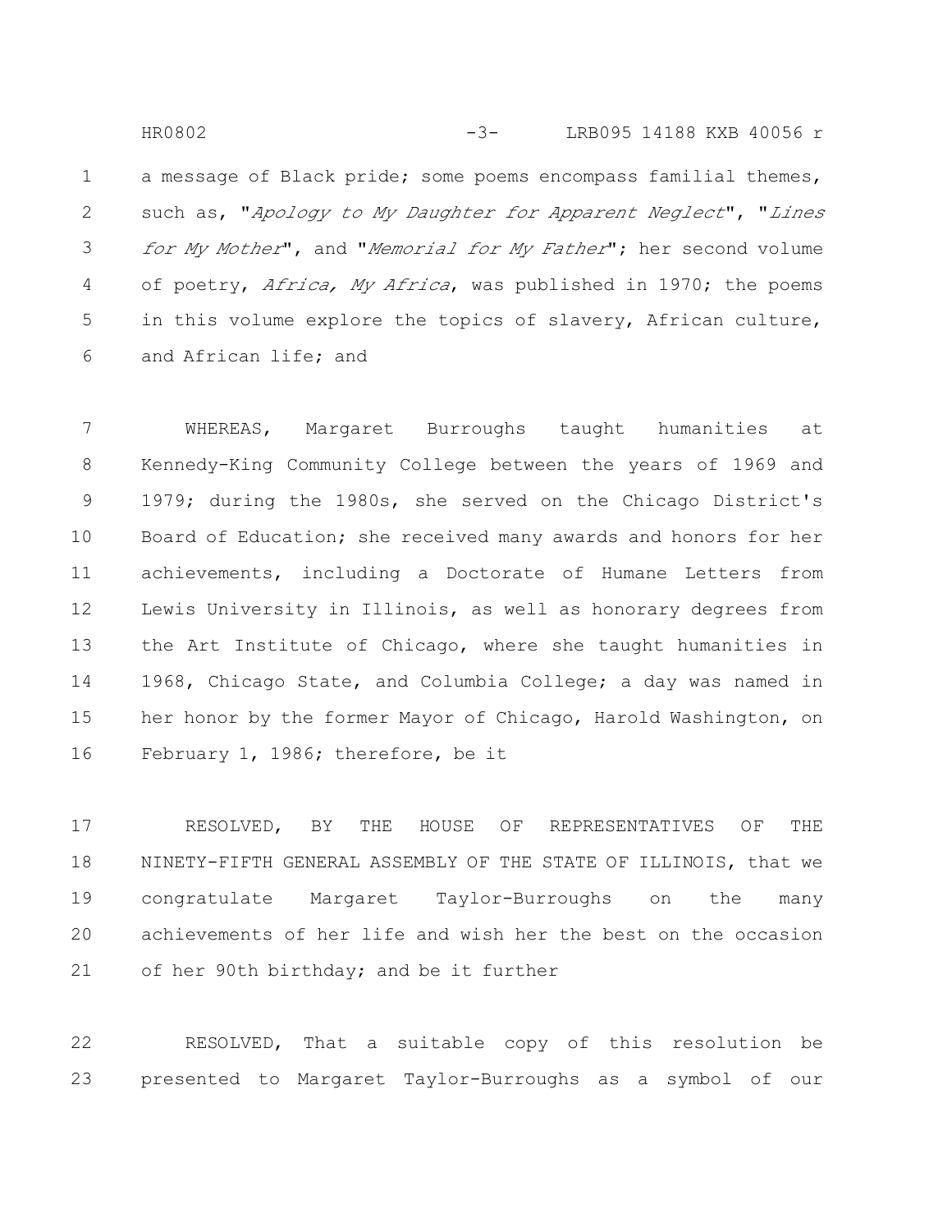a message of Black pride; some poems encompass familial themes, such as, "*Apology to My Daughter for Apparent Neglect*", "*Lines for My Mother*", and "*Memorial for My Father*"; her second volume of poetry, *Africa, My Africa*, was published in 1970; the poems in this volume explore the topics of slavery, African culture, and African life; and

WHEREAS, Margaret Burroughs taught humanities at Kennedy-King Community College between the years of 1969 and 1979; during the 1980s, she served on the Chicago District's Board of Education; she received many awards and honors for her achievements, including a Doctorate of Humane Letters from Lewis University in Illinois, as well as honorary degrees from the Art Institute of Chicago, where she taught humanities in 1968, Chicago State, and Columbia College; a day was named in her honor by the former Mayor of Chicago, Harold Washington, on February 1, 1986; therefore, be it

RESOLVED, BY THE HOUSE OF REPRESENTATIVES OF THE NINETY-FIFTH GENERAL ASSEMBLY OF THE STATE OF ILLINOIS, that we congratulate Margaret Taylor-Burroughs on the many achievements of her life and wish her the best on the occasion of her 90th birthday; and be it further

RESOLVED, That a suitable copy of this resolution be presented to Margaret Taylor-Burroughs as a symbol of our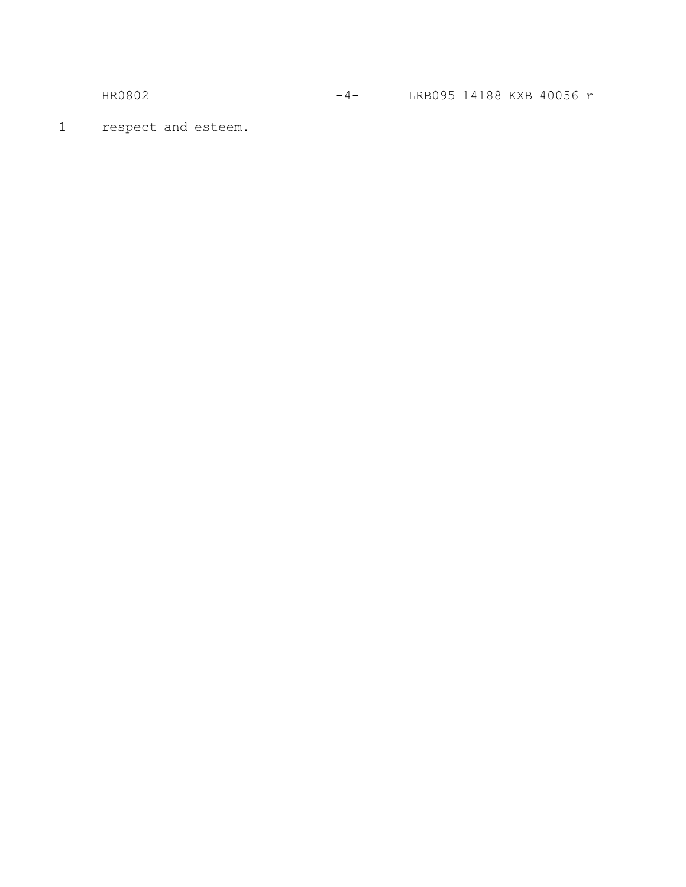respect and esteem.